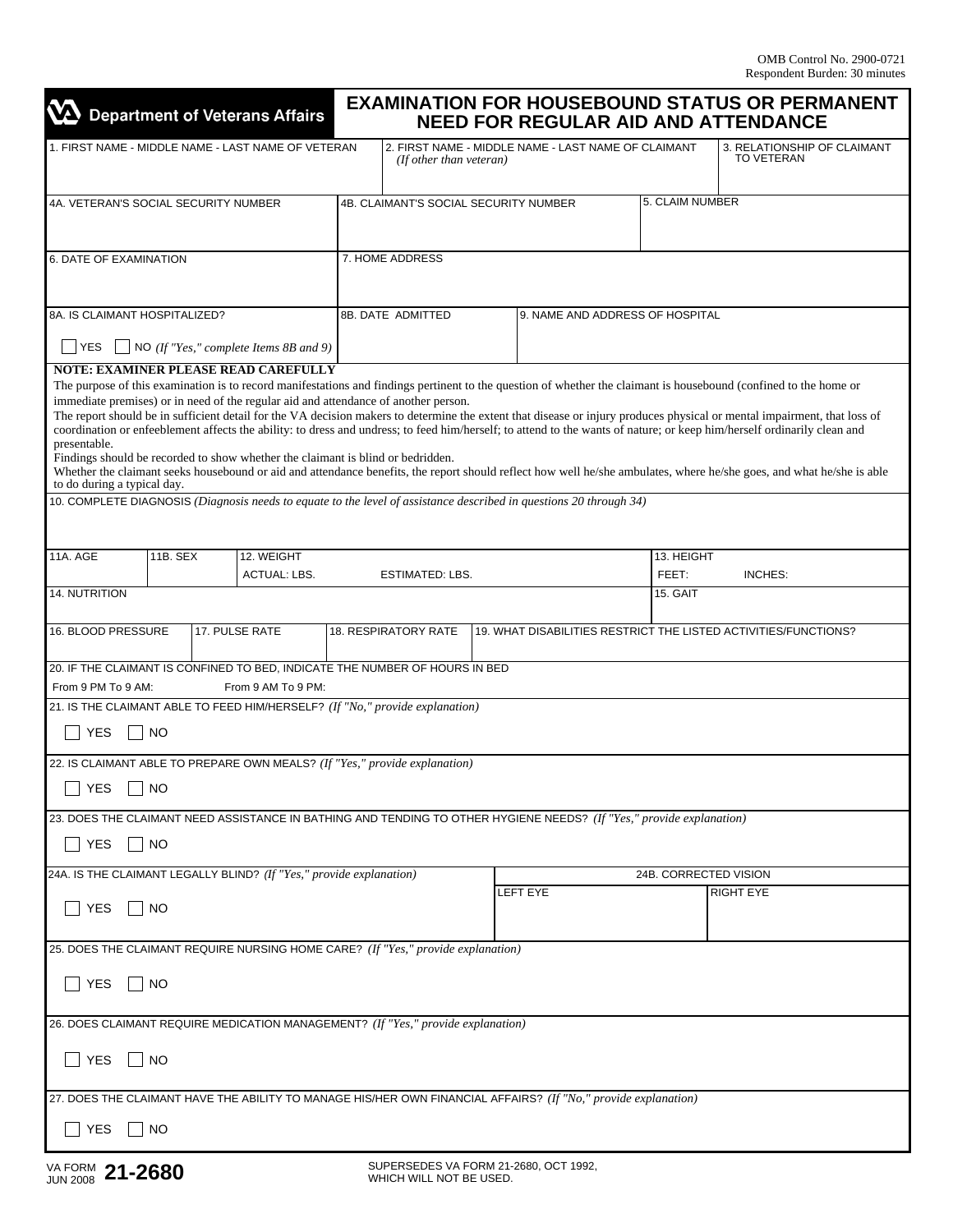OMB Control No. 2900-0721
Respondent Burden: 30 minutes

**Department of Veterans Affairs**

# EXAMINATION FOR HOUSEBOUND STATUS OR PERMANENT NEED FOR REGULAR AID AND ATTENDANCE

| 1. FIRST NAME - MIDDLE NAME - LAST NAME OF VETERAN | 2. FIRST NAME - MIDDLE NAME - LAST NAME OF CLAIMANT *(If other than veteran)* | 3. RELATIONSHIP OF CLAIMANT TO VETERAN |
|---|---|---|
| | | |

| 4A. VETERAN'S SOCIAL SECURITY NUMBER | 4B. CLAIMANT'S SOCIAL SECURITY NUMBER | 5. CLAIM NUMBER |
|---|---|---|
| | | |

| 6. DATE OF EXAMINATION | 7. HOME ADDRESS |
|---|---|
| | |

| 8A. IS CLAIMANT HOSPITALIZED? | 8B. DATE ADMITTED | 9. NAME AND ADDRESS OF HOSPITAL |
|---|---|---|
| ☐ YES ☐ NO *(If "Yes," complete Items 8B and 9)* | | |

**NOTE: EXAMINER PLEASE READ CAREFULLY**

The purpose of this examination is to record manifestations and findings pertinent to the question of whether the claimant is housebound (confined to the home or immediate premises) or in need of the regular aid and attendance of another person.

The report should be in sufficient detail for the VA decision makers to determine the extent that disease or injury produces physical or mental impairment, that loss of coordination or enfeeblement affects the ability: to dress and undress; to feed him/herself; to attend to the wants of nature; or keep him/herself ordinarily clean and presentable.

Findings should be recorded to show whether the claimant is blind or bedridden.

Whether the claimant seeks housebound or aid and attendance benefits, the report should reflect how well he/she ambulates, where he/she goes, and what he/she is able to do during a typical day.

10. COMPLETE DIAGNOSIS *(Diagnosis needs to equate to the level of assistance described in questions 20 through 34)*

| 11A. AGE | 11B. SEX | 12. WEIGHT ACTUAL: LBS. ESTIMATED: LBS. | 13. HEIGHT FEET: INCHES: |
|---|---|---|---|
| | | | |

| 14. NUTRITION | 15. GAIT |
|---|---|
| | |

| 16. BLOOD PRESSURE | 17. PULSE RATE | 18. RESPIRATORY RATE | 19. WHAT DISABILITIES RESTRICT THE LISTED ACTIVITIES/FUNCTIONS? |
|---|---|---|---|
| | | | |

20. IF THE CLAIMANT IS CONFINED TO BED, INDICATE THE NUMBER OF HOURS IN BED

From 9 PM To 9 AM: From 9 AM To 9 PM:

21. IS THE CLAIMANT ABLE TO FEED HIM/HERSELF? *(If "No," provide explanation)*

☐ YES ☐ NO

22. IS CLAIMANT ABLE TO PREPARE OWN MEALS? *(If "Yes," provide explanation)*

☐ YES ☐ NO

23. DOES THE CLAIMANT NEED ASSISTANCE IN BATHING AND TENDING TO OTHER HYGIENE NEEDS? *(If "Yes," provide explanation)*

☐ YES ☐ NO

| 24A. IS THE CLAIMANT LEGALLY BLIND? *(If "Yes," provide explanation)* | 24B. CORRECTED VISION | |
|---|---|---|
| | LEFT EYE | RIGHT EYE |
| ☐ YES ☐ NO | | |

25. DOES THE CLAIMANT REQUIRE NURSING HOME CARE? *(If "Yes," provide explanation)*

☐ YES ☐ NO

26. DOES CLAIMANT REQUIRE MEDICATION MANAGEMENT? *(If "Yes," provide explanation)*

☐ YES ☐ NO

27. DOES THE CLAIMANT HAVE THE ABILITY TO MANAGE HIS/HER OWN FINANCIAL AFFAIRS? *(If "No," provide explanation)*

☐ YES ☐ NO

VA FORM JUN 2008 **21-2680**

SUPERSEDES VA FORM 21-2680, OCT 1992, WHICH WILL NOT BE USED.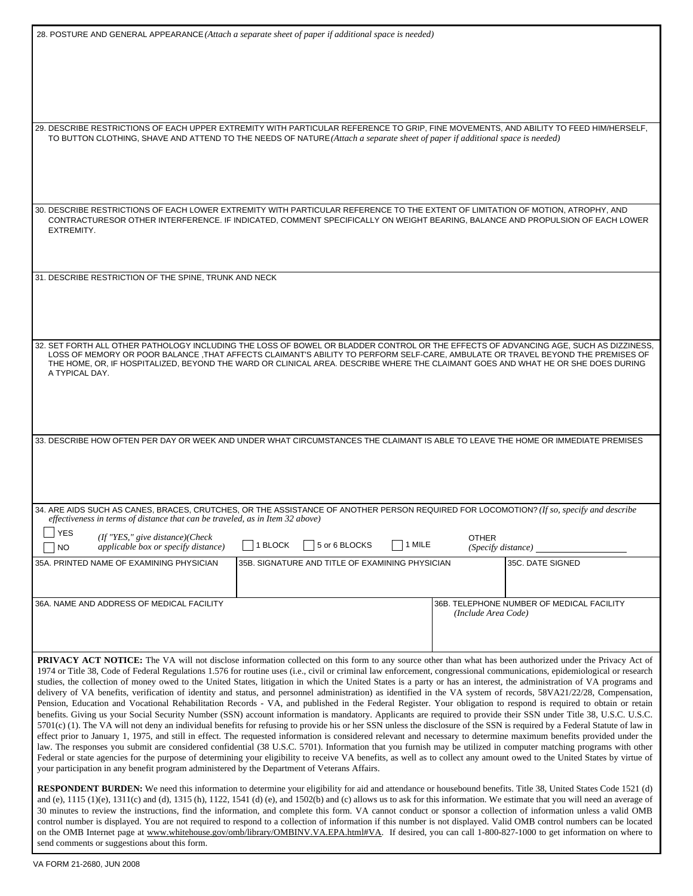28. POSTURE AND GENERAL APPEARANCE *(Attach a separate sheet of paper if additional space is needed)*

29. DESCRIBE RESTRICTIONS OF EACH UPPER EXTREMITY WITH PARTICULAR REFERENCE TO GRIP, FINE MOVEMENTS, AND ABILITY TO FEED HIM/HERSELF, TO BUTTON CLOTHING, SHAVE AND ATTEND TO THE NEEDS OF NATURE *(Attach a separate sheet of paper if additional space is needed)*

30. DESCRIBE RESTRICTIONS OF EACH LOWER EXTREMITY WITH PARTICULAR REFERENCE TO THE EXTENT OF LIMITATION OF MOTION, ATROPHY, AND CONTRACTURESOR OTHER INTERFERENCE. IF INDICATED, COMMENT SPECIFICALLY ON WEIGHT BEARING, BALANCE AND PROPULSION OF EACH LOWER EXTREMITY.

31. DESCRIBE RESTRICTION OF THE SPINE, TRUNK AND NECK

32. SET FORTH ALL OTHER PATHOLOGY INCLUDING THE LOSS OF BOWEL OR BLADDER CONTROL OR THE EFFECTS OF ADVANCING AGE, SUCH AS DIZZINESS, LOSS OF MEMORY OR POOR BALANCE ,THAT AFFECTS CLAIMANT'S ABILITY TO PERFORM SELF-CARE, AMBULATE OR TRAVEL BEYOND THE PREMISES OF THE HOME, OR, IF HOSPITALIZED, BEYOND THE WARD OR CLINICAL AREA. DESCRIBE WHERE THE CLAIMANT GOES AND WHAT HE OR SHE DOES DURING A TYPICAL DAY.

33. DESCRIBE HOW OFTEN PER DAY OR WEEK AND UNDER WHAT CIRCUMSTANCES THE CLAIMANT IS ABLE TO LEAVE THE HOME OR IMMEDIATE PREMISES

34. ARE AIDS SUCH AS CANES, BRACES, CRUTCHES, OR THE ASSISTANCE OF ANOTHER PERSON REQUIRED FOR LOCOMOTION? *(If so, specify and describe effectiveness in terms of distance that can be traveled, as in Item 32 above)*

☐ YES ☐ NO *(If "YES," give distance)(Check applicable box or specify distance)* ☐ 1 BLOCK ☐ 5 or 6 BLOCKS ☐ 1 MILE OTHER *(Specify distance)* ____________

| 35A. PRINTED NAME OF EXAMINING PHYSICIAN | 35B. SIGNATURE AND TITLE OF EXAMINING PHYSICIAN | 35C. DATE SIGNED |
|---|---|---|
| | | |

| 36A. NAME AND ADDRESS OF MEDICAL FACILITY | 36B. TELEPHONE NUMBER OF MEDICAL FACILITY *(Include Area Code)* |
|---|---|
| | |

**PRIVACY ACT NOTICE:** The VA will not disclose information collected on this form to any source other than what has been authorized under the Privacy Act of 1974 or Title 38, Code of Federal Regulations 1.576 for routine uses (i.e., civil or criminal law enforcement, congressional communications, epidemiological or research studies, the collection of money owed to the United States, litigation in which the United States is a party or has an interest, the administration of VA programs and delivery of VA benefits, verification of identity and status, and personnel administration) as identified in the VA system of records, 58VA21/22/28, Compensation, Pension, Education and Vocational Rehabilitation Records - VA, and published in the Federal Register. Your obligation to respond is required to obtain or retain benefits. Giving us your Social Security Number (SSN) account information is mandatory. Applicants are required to provide their SSN under Title 38, U.S.C. U.S.C. 5701(c) (1). The VA will not deny an individual benefits for refusing to provide his or her SSN unless the disclosure of the SSN is required by a Federal Statute of law in effect prior to January 1, 1975, and still in effect. The requested information is considered relevant and necessary to determine maximum benefits provided under the law. The responses you submit are considered confidential (38 U.S.C. 5701). Information that you furnish may be utilized in computer matching programs with other Federal or state agencies for the purpose of determining your eligibility to receive VA benefits, as well as to collect any amount owed to the United States by virtue of your participation in any benefit program administered by the Department of Veterans Affairs.

**RESPONDENT BURDEN:** We need this information to determine your eligibility for aid and attendance or housebound benefits. Title 38, United States Code 1521 (d) and (e), 1115 (1)(e), 1311(c) and (d), 1315 (h), 1122, 1541 (d) (e), and 1502(b) and (c) allows us to ask for this information. We estimate that you will need an average of 30 minutes to review the instructions, find the information, and complete this form. VA cannot conduct or sponsor a collection of information unless a valid OMB control number is displayed. You are not required to respond to a collection of information if this number is not displayed. Valid OMB control numbers can be located on the OMB Internet page at www.whitehouse.gov/omb/library/OMBINV.VA.EPA.html#VA. If desired, you can call 1-800-827-1000 to get information on where to send comments or suggestions about this form.

VA FORM 21-2680, JUN 2008